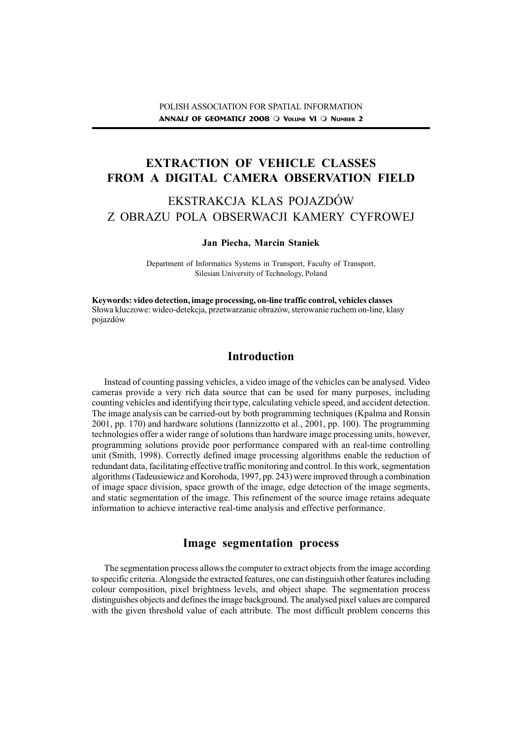# EXTRACTION OF VEHICLE CLASSES FROM A DIGITAL CAMERA OBSERVATION FIELD

# EKSTRAKCJA KLAS POJAZDÓW Z OBRAZU POLA OBSERWACJI KAMERY CYFROWEJ

**Jan Piecha, Marcin Staniek**

Department of Informatics Systems in Transport, Faculty of Transport, Silesian University of Technology, Poland

**Keywords: video detection, image processing, on-line traffic control, vehicles classes**
Słowa kluczowe: wideo-detekcja, przetwarzanie obrazów, sterowanie ruchem on-line, klasy pojazdów

## Introduction

Instead of counting passing vehicles, a video image of the vehicles can be analysed. Video cameras provide a very rich data source that can be used for many purposes, including counting vehicles and identifying their type, calculating vehicle speed, and accident detection. The image analysis can be carried-out by both programming techniques (Kpalma and Ronsin 2001, pp. 170) and hardware solutions (Iannizzotto et al., 2001, pp. 100). The programming technologies offer a wider range of solutions than hardware image processing units, however, programming solutions provide poor performance compared with an real-time controlling unit (Smith, 1998). Correctly defined image processing algorithms enable the reduction of redundant data, facilitating effective traffic monitoring and control. In this work, segmentation algorithms (Tadeusiewicz and Korohoda, 1997, pp. 243) were improved through a combination of image space division, space growth of the image, edge detection of the image segments, and static segmentation of the image. This refinement of the source image retains adequate information to achieve interactive real-time analysis and effective performance.

## Image segmentation process

The segmentation process allows the computer to extract objects from the image according to specific criteria. Alongside the extracted features, one can distinguish other features including colour composition, pixel brightness levels, and object shape. The segmentation process distinguishes objects and defines the image background. The analysed pixel values are compared with the given threshold value of each attribute. The most difficult problem concerns this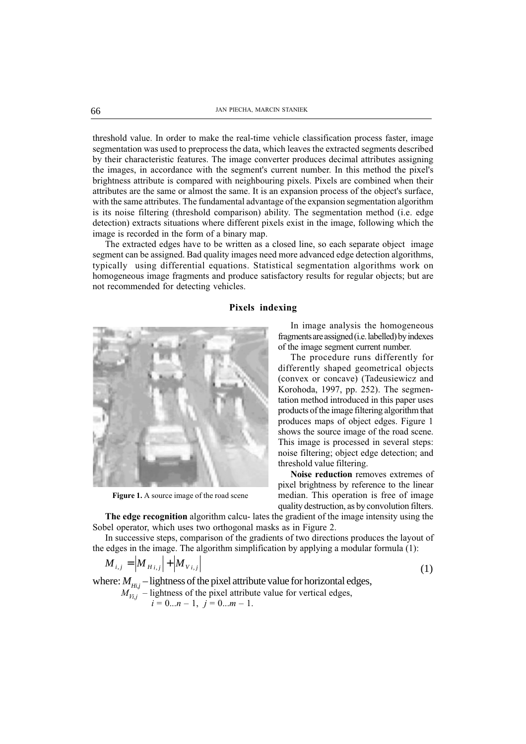threshold value. In order to make the real-time vehicle classification process faster, image segmentation was used to preprocess the data, which leaves the extracted segments described by their characteristic features. The image converter produces decimal attributes assigning the images, in accordance with the segment's current number. In this method the pixel's brightness attribute is compared with neighbouring pixels. Pixels are combined when their attributes are the same or almost the same. It is an expansion process of the object's surface, with the same attributes. The fundamental advantage of the expansion segmentation algorithm is its noise filtering (threshold comparison) ability. The segmentation method (i.e. edge detection) extracts situations where different pixels exist in the image, following which the image is recorded in the form of a binary map.

The extracted edges have to be written as a closed line, so each separate object image segment can be assigned. Bad quality images need more advanced edge detection algorithms, typically using differential equations. Statistical segmentation algorithms work on homogeneous image fragments and produce satisfactory results for regular objects; but are not recommended for detecting vehicles.

## Pixels indexing

In image analysis the homogeneous fragments are assigned (i.e. labelled) by indexes of the image segment current number.

The procedure runs differently for differently shaped geometrical objects (convex or concave) (Tadeusiewicz and Korohoda, 1997, pp. 252). The segmentation method introduced in this paper uses products of the image filtering algorithm that produces maps of object edges. Figure 1 shows the source image of the road scene. This image is processed in several steps: noise filtering; object edge detection; and threshold value filtering.

**Figure 1.** A source image of the road scene

**Noise reduction** removes extremes of pixel brightness by reference to the linear median. This operation is free of image quality destruction, as by convolution filters.

**The edge recognition** algorithm calcu- lates the gradient of the image intensity using the Sobel operator, which uses two orthogonal masks as in Figure 2.

In successive steps, comparison of the gradients of two directions produces the layout of the edges in the image. The algorithm simplification by applying a modular formula (1):

$$M_{i,j} = \left|M_{H\,i,j}\right| + \left|M_{V\,i,j}\right| \tag{1}$$

where: $M_{Hi,j}$ – lightness of the pixel attribute value for horizontal edges,

$M_{Vi,j}$ – lightness of the pixel attribute value for vertical edges,

$i = 0...n-1,\ \ j = 0...m-1.$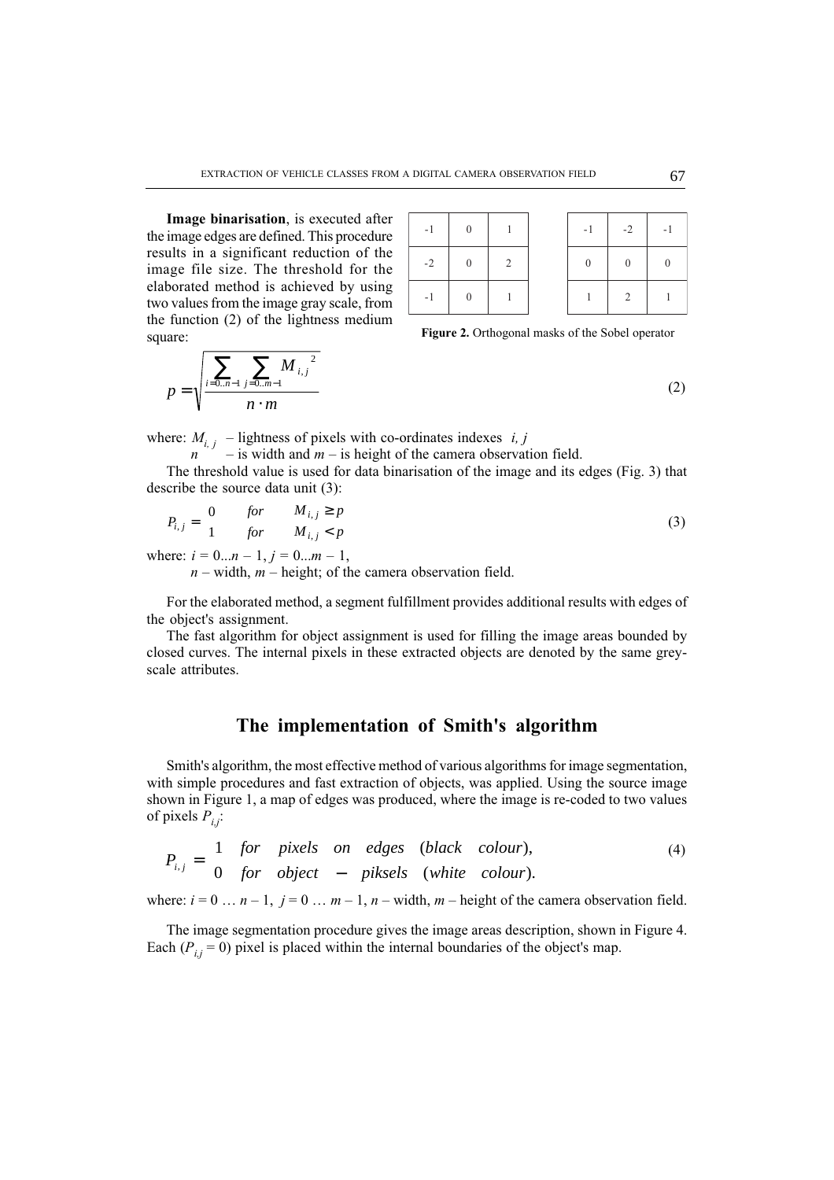**Image binarisation**, is executed after the image edges are defined. This procedure results in a significant reduction of the image file size. The threshold for the elaborated method is achieved by using two values from the image gray scale, from the function (2) of the lightness medium square:

| -1 | 0 | 1 |
|---|---|---|
| -2 | 0 | 2 |
| -1 | 0 | 1 |

| -1 | -2 | -1 |
|---|---|---|
| 0 | 0 | 0 |
| 1 | 2 | 1 |

**Figure 2.** Orthogonal masks of the Sobel operator

$$p = \sqrt{\frac{\sum_{i=0..n-1} \sum_{j=0..m-1} M_{i,j}^{\ 2}}{n \cdot m}} \tag{2}$$

where: $M_{i,j}$ – lightness of pixels with co-ordinates indexes $i, j$

$n$ – is width and $m$ – is height of the camera observation field.

The threshold value is used for data binarisation of the image and its edges (Fig. 3) that describe the source data unit (3):

$$P_{i,j} = \begin{cases} 0 & for \quad M_{i,j} \geq p \\ 1 & for \quad M_{i,j} < p \end{cases} \tag{3}$$

where: $i = 0...n - 1$, $j = 0...m - 1$,

$n$ – width, $m$ – height; of the camera observation field.

For the elaborated method, a segment fulfillment provides additional results with edges of the object's assignment.

The fast algorithm for object assignment is used for filling the image areas bounded by closed curves. The internal pixels in these extracted objects are denoted by the same grey-scale attributes.

## The implementation of Smith's algorithm

Smith's algorithm, the most effective method of various algorithms for image segmentation, with simple procedures and fast extraction of objects, was applied. Using the source image shown in Figure 1, a map of edges was produced, where the image is re-coded to two values of pixels $P_{i,j}$:

$$P_{i,j} = \begin{cases} 1 & for \quad pixels \quad on \quad edges \quad (black \quad colour), \\ 0 & for \quad object - piksels \quad (white \quad colour). \end{cases} \tag{4}$$

where: $i = 0 \ldots n - 1$, $j = 0 \ldots m - 1$, $n$ – width, $m$ – height of the camera observation field.

The image segmentation procedure gives the image areas description, shown in Figure 4. Each ($P_{i,j} = 0$) pixel is placed within the internal boundaries of the object's map.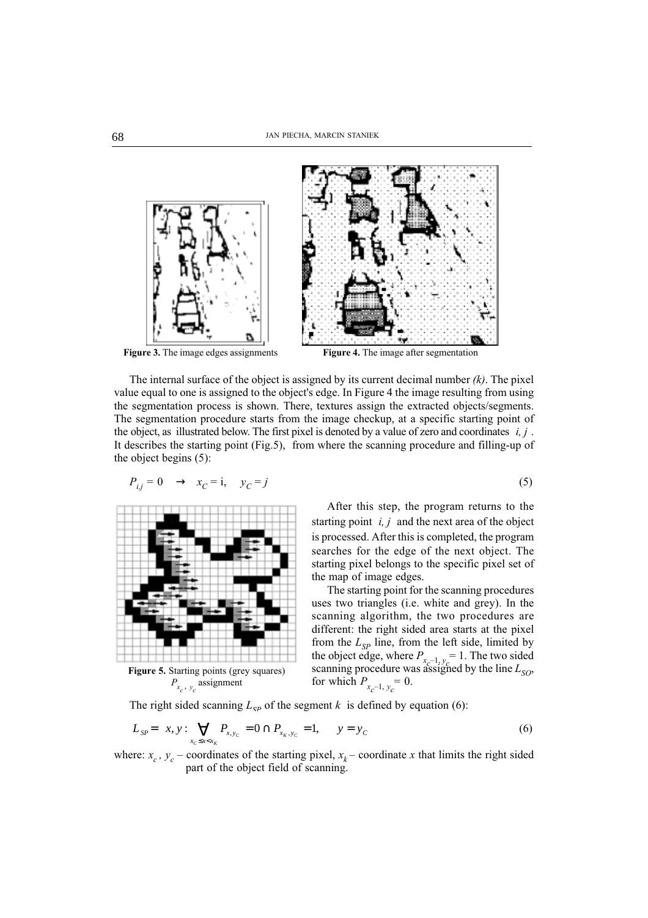Figure 3. The image edges assignments

Figure 4. The image after segmentation

The internal surface of the object is assigned by its current decimal number *(k)*. The pixel value equal to one is assigned to the object's edge. In Figure 4 the image resulting from using the segmentation process is shown. There, textures assign the extracted objects/segments. The segmentation procedure starts from the image checkup, at a specific starting point of the object, as illustrated below. The first pixel is denoted by a value of zero and coordinates $i, j$. It describes the starting point (Fig.5), from where the scanning procedure and filling-up of the object begins (5):

$$P_{i,j} = 0 \quad \rightarrow \quad x_C = \mathrm{i}, \quad y_C = j \tag{5}$$

Figure 5. Starting points (grey squares) $P_{x_c, y_c}$ assignment

After this step, the program returns to the starting point $i, j$ and the next area of the object is processed. After this is completed, the program searches for the edge of the next object. The starting pixel belongs to the specific pixel set of the map of image edges.

The starting point for the scanning procedures uses two triangles (i.e. white and grey). In the scanning algorithm, the two procedures are different: the right sided area starts at the pixel from the $L_{SP}$ line, from the left side, limited by the object edge, where $P_{x_C-1, y_C} = 1$. The two sided scanning procedure was assigned by the line $L_{SO}$, for which $P_{x_C-1, y_C} = 0$.

The right sided scanning $L_{SP}$ of the segment $k$ is defined by equation (6):

$$L_{SP} = \left\{ x, y : \bigvee_{x_C \le x < x_K} P_{x,y_C} = 0 \cap P_{x_K, y_C} = 1, \quad y = y_C \right\} \tag{6}$$

where: $x_c$, $y_c$ – coordinates of the starting pixel, $x_k$ – coordinate $x$ that limits the right sided part of the object field of scanning.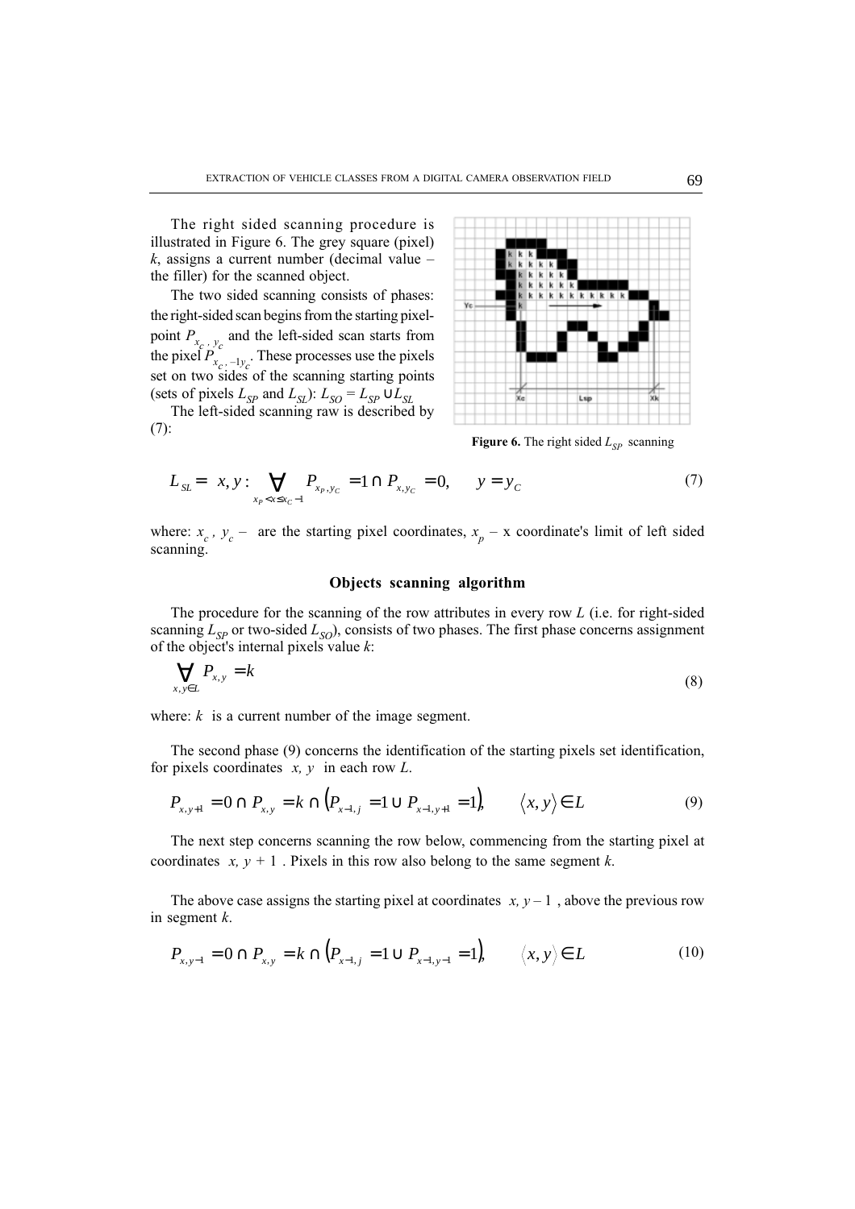The right sided scanning procedure is illustrated in Figure 6. The grey square (pixel) $k$, assigns a current number (decimal value – the filler) for the scanned object.

The two sided scanning consists of phases: the right-sided scan begins from the starting pixel-point $P_{x_c, y_c}$ and the left-sided scan starts from the pixel $P_{x_c,-1y_c}$. These processes use the pixels set on two sides of the scanning starting points (sets of pixels $L_{SP}$ and $L_{SL}$): $L_{SO} = L_{SP} \cup L_{SL}$

The left-sided scanning raw is described by (7):

**Figure 6.** The right sided $L_{SP}$ scanning

$$L_{SL} = \langle x, y \rangle : \bigvee_{x_P < x \leq x_C - 1} P_{x_P, y_C} = 1 \cap P_{x, y_C} = 0, \quad y = y_C \tag{7}$$

where: $x_c$, $y_c$ – are the starting pixel coordinates, $x_p$ – x coordinate's limit of left sided scanning.

### Objects scanning algorithm

The procedure for the scanning of the row attributes in every row $L$ (i.e. for right-sided scanning $L_{SP}$ or two-sided $L_{SO}$), consists of two phases. The first phase concerns assignment of the object's internal pixels value $k$:

$$\bigvee_{x, y \in L} P_{x, y} = k \tag{8}$$

where: $k$ is a current number of the image segment.

The second phase (9) concerns the identification of the starting pixels set identification, for pixels coordinates $\langle x, y \rangle$ in each row $L$.

$$P_{x, y+1} = 0 \cap P_{x, y} = k \cap \left( P_{x-1, j} = 1 \cup P_{x-1, y+1} = 1 \right), \qquad \langle x, y \rangle \in L \tag{9}$$

The next step concerns scanning the row below, commencing from the starting pixel at coordinates $\langle x, y + 1 \rangle$. Pixels in this row also belong to the same segment $k$.

The above case assigns the starting pixel at coordinates $\langle x, y - 1 \rangle$, above the previous row in segment $k$.

$$P_{x, y-1} = 0 \cap P_{x, y} = k \cap \left( P_{x-1, j} = 1 \cup P_{x-1, y-1} = 1 \right), \qquad \langle x, y \rangle \in L \tag{10}$$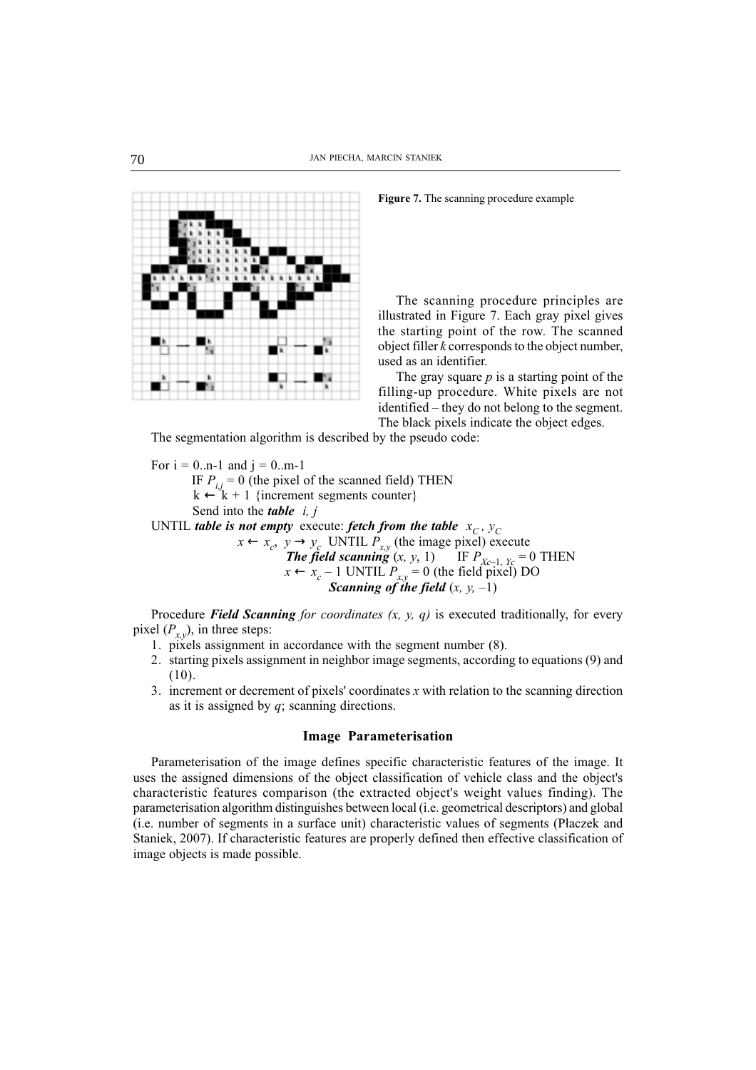**Figure 7.** The scanning procedure example

The scanning procedure principles are illustrated in Figure 7. Each gray pixel gives the starting point of the row. The scanned object filler *k* corresponds to the object number, used as an identifier.

The gray square *p* is a starting point of the filling-up procedure. White pixels are not identified – they do not belong to the segment. The black pixels indicate the object edges.

The segmentation algorithm is described by the pseudo code:

For i = 0..n-1 and j = 0..m-1
 IF $P_{i,j} = 0$ (the pixel of the scanned field) THEN
 $k \leftarrow k + 1$ {increment segments counter}
 Send into the ***table*** *i, j*
UNTIL ***table is not empty*** execute: ***fetch from the table*** $x_C, y_C$
 $x \leftarrow x_c$, $y \rightarrow y_c$ UNTIL $P_{x,y}$ (the image pixel) execute
 ***The field scanning*** $(x, y, 1)$ IF $P_{X_C-1, Y_C} = 0$ THEN
 $x \leftarrow x_c - 1$ UNTIL $P_{x,y} = 0$ (the field pixel) DO
 ***Scanning of the field*** $(x, y, -1)$

Procedure ***Field Scanning*** *for coordinates (x, y, q)* is executed traditionally, for every pixel ($P_{x,y}$), in three steps:

1. pixels assignment in accordance with the segment number (8).
2. starting pixels assignment in neighbor image segments, according to equations (9) and (10).
3. increment or decrement of pixels' coordinates *x* with relation to the scanning direction as it is assigned by *q*; scanning directions.

## Image Parameterisation

Parameterisation of the image defines specific characteristic features of the image. It uses the assigned dimensions of the object classification of vehicle class and the object's characteristic features comparison (the extracted object's weight values finding). The parameterisation algorithm distinguishes between local (i.e. geometrical descriptors) and global (i.e. number of segments in a surface unit) characteristic values of segments (Płaczek and Staniek, 2007). If characteristic features are properly defined then effective classification of image objects is made possible.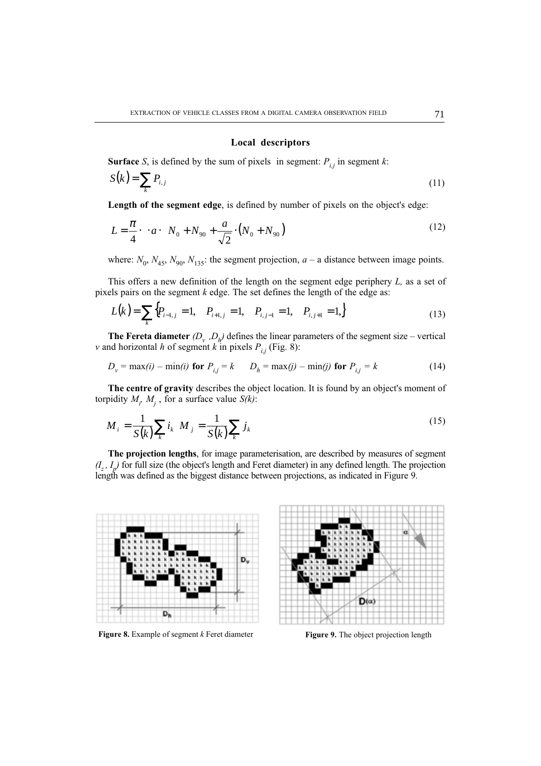### Local descriptors

**Surface** $S$, is defined by the sum of pixels in segment: $P_{i,j}$ in segment $k$:

$$S(k) = \sum_k P_{i,j} \tag{11}$$

**Length of the segment edge**, is defined by number of pixels on the object's edge:

$$L = \frac{\pi}{4} \cdot \cdot a \cdot \; N_0 + N_{90} + \frac{a}{\sqrt{2}} \cdot (N_0 + N_{90}) \tag{12}$$

where: $N_0$, $N_{45}$, $N_{90}$, $N_{135}$: the segment projection, $a$ – a distance between image points.

This offers a new definition of the length on the segment edge periphery $L$, as a set of pixels pairs on the segment $k$ edge. The set defines the length of the edge as:

$$L(k) = \sum_k \{P_{i-1,j} = 1, \quad P_{i+1,j} = 1, \quad P_{i,j-1} = 1, \quad P_{i,j+1} = 1,\} \tag{13}$$

**The Fereta diameter** $(D_v, D_h)$ defines the linear parameters of the segment size – vertical $v$ and horizontal $h$ of segment $k$ in pixels $P_{i,j}$ (Fig. 8):

$$D_v = \max(i) - \min(i) \textbf{ for } P_{i,j} = k \qquad D_h = \max(j) - \min(j) \textbf{ for } P_{i,j} = k \tag{14}$$

**The centre of gravity** describes the object location. It is found by an object's moment of torpidity $M_i$, $M_j$, for a surface value $S(k)$:

$$M_i = \frac{1}{S(k)} \sum_k i_k \quad M_j = \frac{1}{S(k)} \sum_k j_k \tag{15}$$

**The projection lengths**, for image parameterisation, are described by measures of segment $(I_z, I_p)$ for full size (the object's length and Feret diameter) in any defined length. The projection length was defined as the biggest distance between projections, as indicated in Figure 9.

**Figure 8.** Example of segment $k$ Feret diameter

**Figure 9.** The object projection length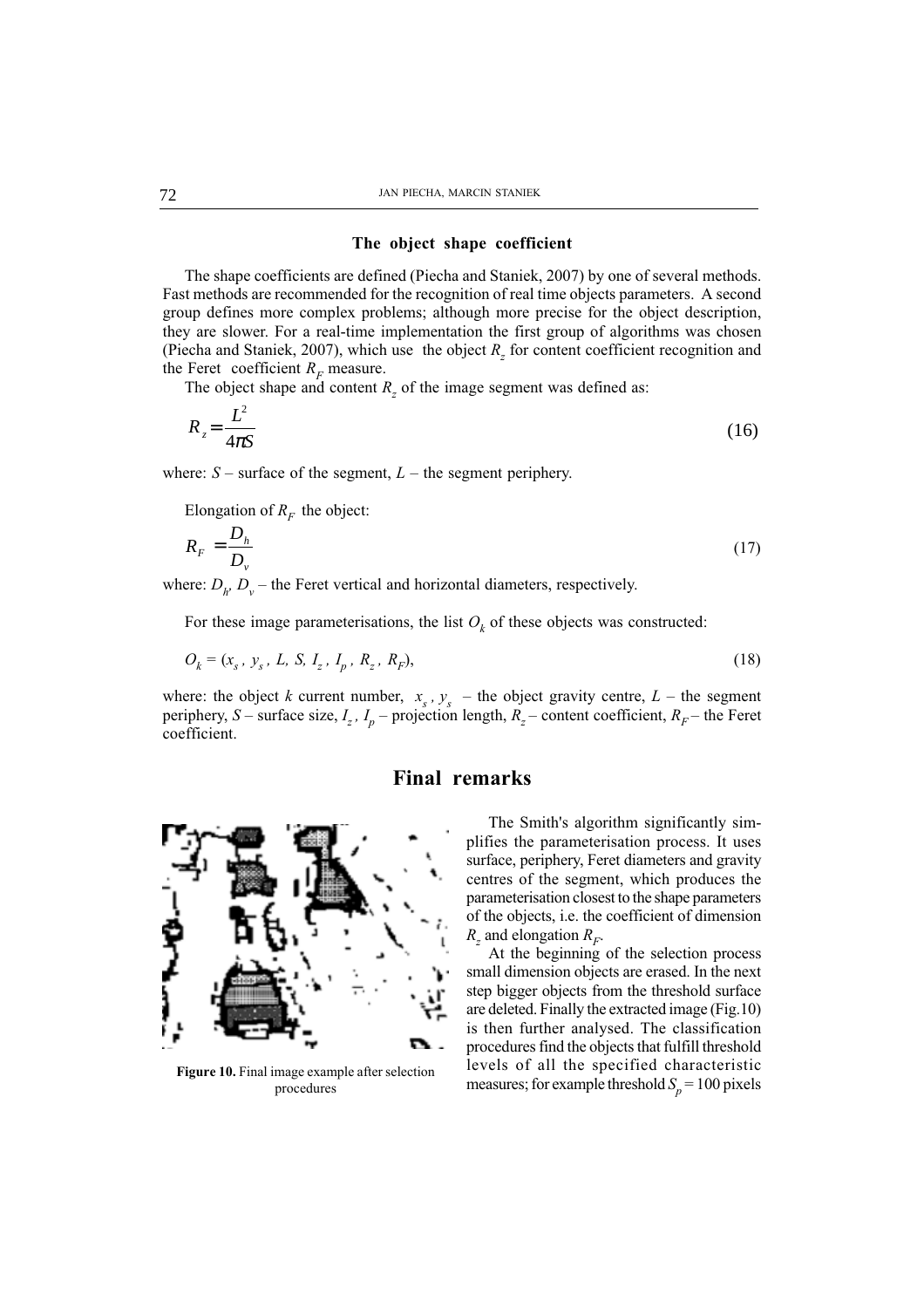### The object shape coefficient

The shape coefficients are defined (Piecha and Staniek, 2007) by one of several methods. Fast methods are recommended for the recognition of real time objects parameters. A second group defines more complex problems; although more precise for the object description, they are slower. For a real-time implementation the first group of algorithms was chosen (Piecha and Staniek, 2007), which use the object $R_z$ for content coefficient recognition and the Feret coefficient $R_F$ measure.

The object shape and content $R_z$ of the image segment was defined as:

$$R_z = \frac{L^2}{4\pi S} \tag{16}$$

where: $S$ – surface of the segment, $L$ – the segment periphery.

Elongation of $R_F$ the object:

$$R_F = \frac{D_h}{D_v} \tag{17}$$

where: $D_h$, $D_v$ – the Feret vertical and horizontal diameters, respectively.

For these image parameterisations, the list $O_k$ of these objects was constructed:

$$O_k = (x_s, y_s, L, S, I_z, I_p, R_z, R_F), \tag{18}$$

where: the object $k$ current number, $x_s, y_s$ – the object gravity centre, $L$ – the segment periphery, $S$ – surface size, $I_z$, $I_p$ – projection length, $R_z$ – content coefficient, $R_F$ – the Feret coefficient.

## Final remarks

The Smith's algorithm significantly simplifies the parameterisation process. It uses surface, periphery, Feret diameters and gravity centres of the segment, which produces the parameterisation closest to the shape parameters of the objects, i.e. the coefficient of dimension $R_z$ and elongation $R_F$.

At the beginning of the selection process small dimension objects are erased. In the next step bigger objects from the threshold surface are deleted. Finally the extracted image (Fig.10) is then further analysed. The classification procedures find the objects that fulfill threshold levels of all the specified characteristic measures; for example threshold $S_p = 100$ pixels

**Figure 10.** Final image example after selection procedures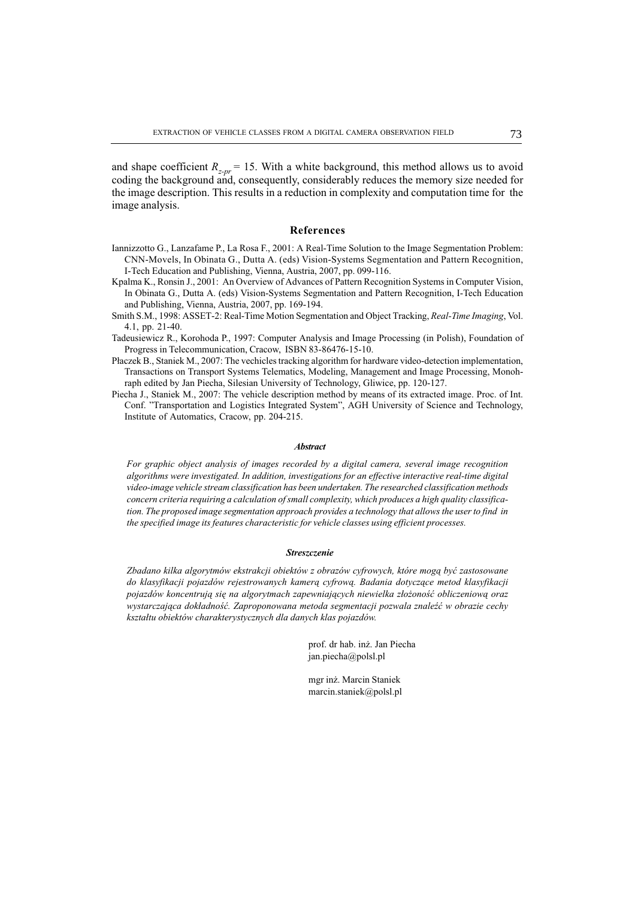and shape coefficient $R_{z\text{-}pr} = 15$. With a white background, this method allows us to avoid coding the background and, consequently, considerably reduces the memory size needed for the image description. This results in a reduction in complexity and computation time for the image analysis.

## References

Iannizzotto G., Lanzafame P., La Rosa F., 2001: A Real-Time Solution to the Image Segmentation Problem: CNN-Movels, In Obinata G., Dutta A. (eds) Vision-Systems Segmentation and Pattern Recognition, I-Tech Education and Publishing, Vienna, Austria, 2007, pp. 099-116.

Kpalma K., Ronsin J., 2001: An Overview of Advances of Pattern Recognition Systems in Computer Vision, In Obinata G., Dutta A. (eds) Vision-Systems Segmentation and Pattern Recognition, I-Tech Education and Publishing, Vienna, Austria, 2007, pp. 169-194.

Smith S.M., 1998: ASSET-2: Real-Time Motion Segmentation and Object Tracking, *Real-Time Imaging*, Vol. 4.1, pp. 21-40.

Tadeusiewicz R., Korohoda P., 1997: Computer Analysis and Image Processing (in Polish), Foundation of Progress in Telecommunication, Cracow, ISBN 83-86476-15-10.

Płaczek B., Staniek M., 2007: The vechicles tracking algorithm for hardware video-detection implementation, Transactions on Transport Systems Telematics, Modeling, Management and Image Processing, Monohraph edited by Jan Piecha, Silesian University of Technology, Gliwice, pp. 120-127.

Piecha J., Staniek M., 2007: The vehicle description method by means of its extracted image. Proc. of Int. Conf. "Transportation and Logistics Integrated System", AGH University of Science and Technology, Institute of Automatics, Cracow, pp. 204-215.

### *Abstract*

*For graphic object analysis of images recorded by a digital camera, several image recognition algorithms were investigated. In addition, investigations for an effective interactive real-time digital video-image vehicle stream classification has been undertaken. The researched classification methods concern criteria requiring a calculation of small complexity, which produces a high quality classification. The proposed image segmentation approach provides a technology that allows the user to find in the specified image its features characteristic for vehicle classes using efficient processes.*

### *Streszczenie*

*Zbadano kilka algorytmów ekstrakcji obiektów z obrazów cyfrowych, które mogą być zastosowane do klasyfikacji pojazdów rejestrowanych kamerą cyfrową. Badania dotyczące metod klasyfikacji pojazdów koncentrują się na algorytmach zapewniających niewielka złożoność obliczeniową oraz wystarczająca dokładność. Zaproponowana metoda segmentacji pozwala znaleźć w obrazie cechy kształtu obiektów charakterystycznych dla danych klas pojazdów.*

prof. dr hab. inż. Jan Piecha
jan.piecha@polsl.pl

mgr inż. Marcin Staniek
marcin.staniek@polsl.pl